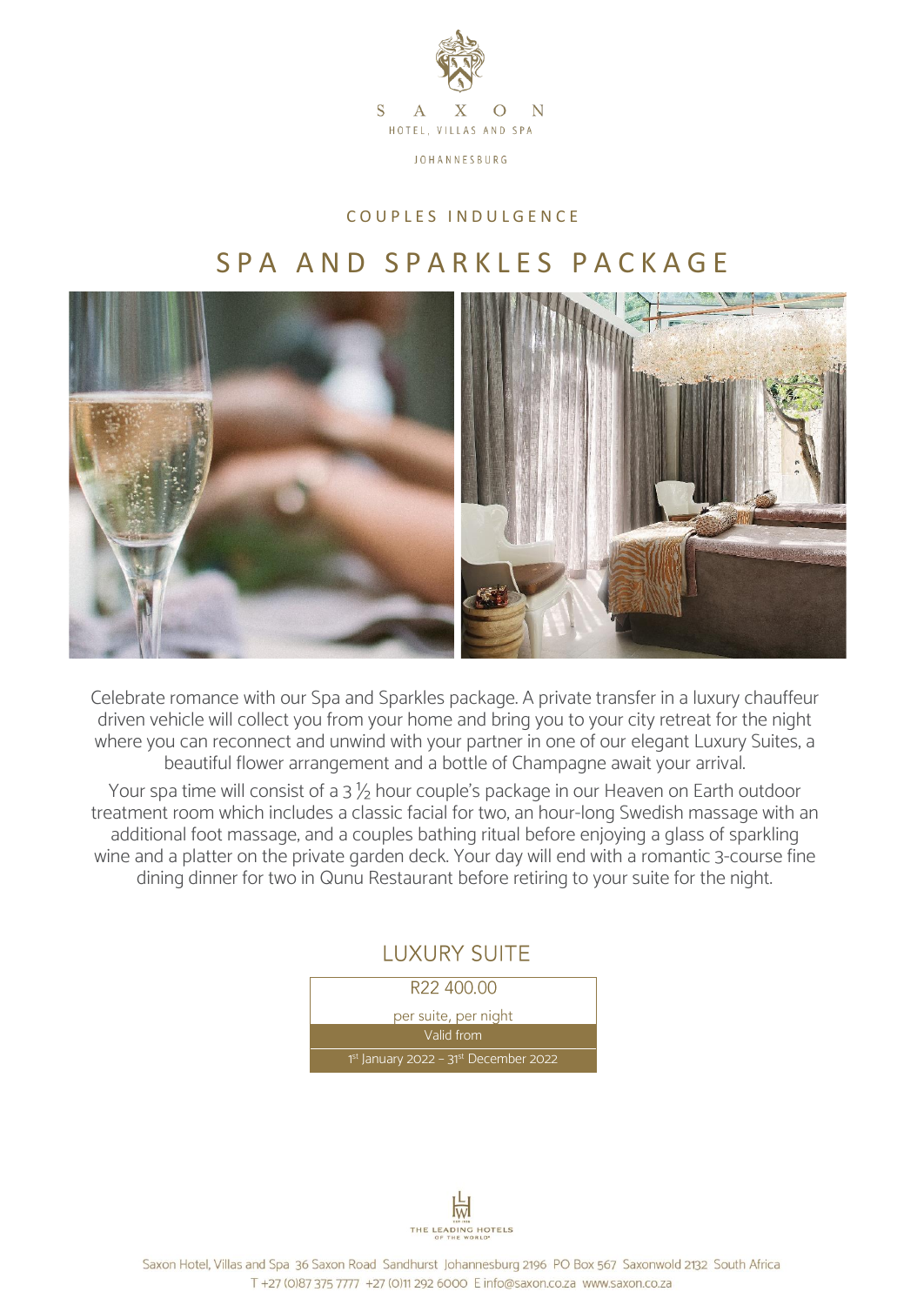SAXON

HOTEL, VILLAS AND SPA

JOHANNESBURG

COUPLES INDULGENCE

# SPA AND SPARKLES PACKAGE

Celebrate romance with our Spa and Sparkles package. A private transfer in a luxury chauffeur driven vehicle will collect you from your home and bring you to your city retreat for the night where you can reconnect and unwind with your partner in one of our elegant Luxury Suites, a beautiful flower arrangement and a bottle of Champagne await your arrival.

Your spa time will consist of a 3 ½ hour couple's package in our Heaven on Earth outdoor treatment room which includes a classic facial for two, an hour-long Swedish massage with an additional foot massage, and a couples bathing ritual before enjoying a glass of sparkling wine and a platter on the private garden deck. Your day will end with a romantic 3-course fine dining dinner for two in Qunu Restaurant before retiring to your suite for the night.

## LUXURY SUITE

| R22 400.00 |
| --- |
| per suite, per night |
| Valid from |
| 1st January 2022 – 31st December 2022 |

THE LEADING HOTELS OF THE WORLD

Saxon Hotel, Villas and Spa 36 Saxon Road Sandhurst Johannesburg 2196 PO Box 567 Saxonwold 2132 South Africa
T +27 (0)87 375 7777 +27 (0)11 292 6000 E info@saxon.co.za www.saxon.co.za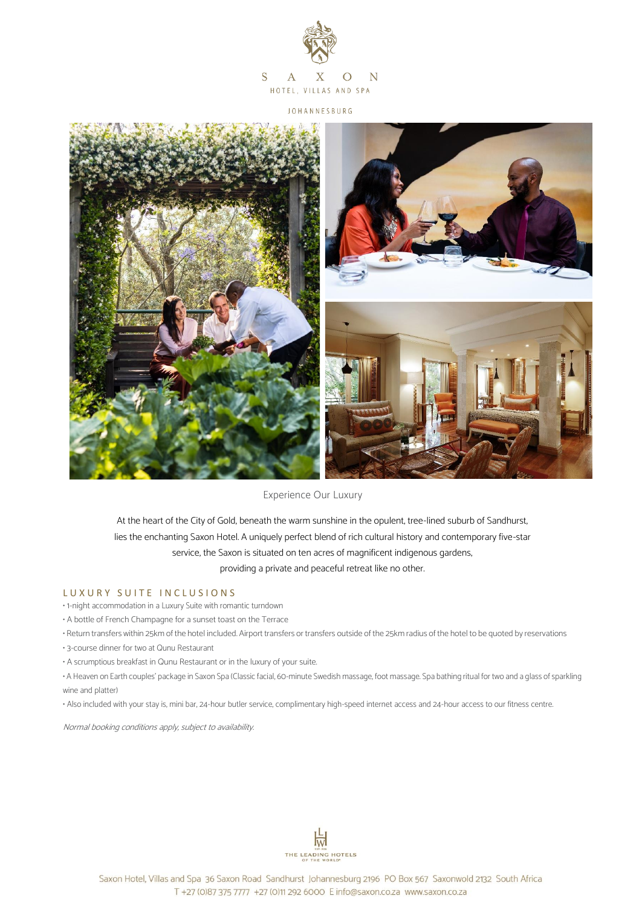SAXON

HOTEL, VILLAS AND SPA

JOHANNESBURG

Experience Our Luxury

At the heart of the City of Gold, beneath the warm sunshine in the opulent, tree-lined suburb of Sandhurst, lies the enchanting Saxon Hotel. A uniquely perfect blend of rich cultural history and contemporary five-star service, the Saxon is situated on ten acres of magnificent indigenous gardens, providing a private and peaceful retreat like no other.

## LUXURY SUITE INCLUSIONS

- 1-night accommodation in a Luxury Suite with romantic turndown
- A bottle of French Champagne for a sunset toast on the Terrace
- Return transfers within 25km of the hotel included. Airport transfers or transfers outside of the 25km radius of the hotel to be quoted by reservations
- 3-course dinner for two at Qunu Restaurant
- A scrumptious breakfast in Qunu Restaurant or in the luxury of your suite.
- A Heaven on Earth couples' package in Saxon Spa (Classic facial, 60-minute Swedish massage, foot massage. Spa bathing ritual for two and a glass of sparkling wine and platter)
- Also included with your stay is, mini bar, 24-hour butler service, complimentary high-speed internet access and 24-hour access to our fitness centre.

*Normal booking conditions apply, subject to availability.*

THE LEADING HOTELS OF THE WORLD

Saxon Hotel, Villas and Spa 36 Saxon Road Sandhurst Johannesburg 2196 PO Box 567 Saxonwold 2132 South Africa
T +27 (0)87 375 7777 +27 (0)11 292 6000 E info@saxon.co.za www.saxon.co.za